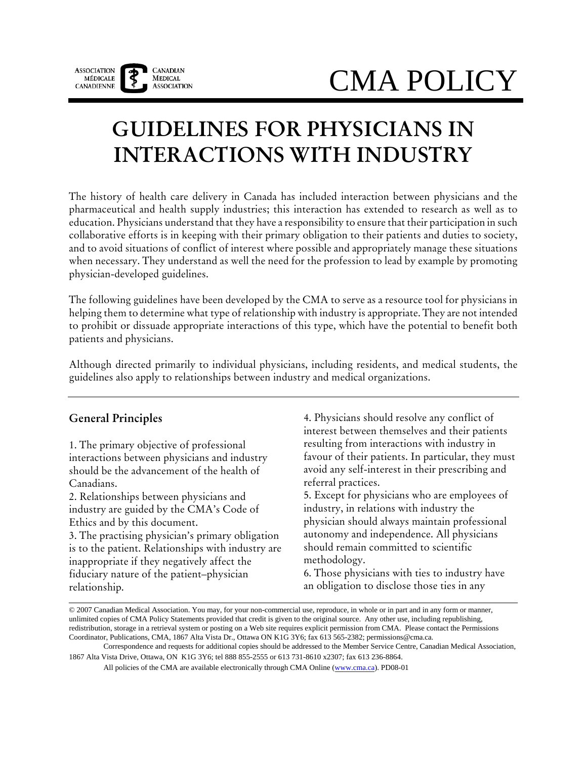CMA POLICY

# GUIDELINES FOR PHYSICIANS IN INTERACTIONS WITH INDUSTRY

The history of health care delivery in Canada has included interaction between physicians and the pharmaceutical and health supply industries; this interaction has extended to research as well as to education. Physicians understand that they have a responsibility to ensure that their participation in such collaborative efforts is in keeping with their primary obligation to their patients and duties to society, and to avoid situations of conflict of interest where possible and appropriately manage these situations when necessary. They understand as well the need for the profession to lead by example by promoting physician-developed guidelines.

The following guidelines have been developed by the CMA to serve as a resource tool for physicians in helping them to determine what type of relationship with industry is appropriate. They are not intended to prohibit or dissuade appropriate interactions of this type, which have the potential to benefit both patients and physicians.

Although directed primarily to individual physicians, including residents, and medical students, the guidelines also apply to relationships between industry and medical organizations.

## General Principles

1. The primary objective of professional interactions between physicians and industry should be the advancement of the health of Canadians.
2. Relationships between physicians and industry are guided by the CMA's Code of Ethics and by this document.
3. The practising physician's primary obligation is to the patient. Relationships with industry are inappropriate if they negatively affect the fiduciary nature of the patient–physician relationship.
4. Physicians should resolve any conflict of interest between themselves and their patients resulting from interactions with industry in favour of their patients. In particular, they must avoid any self-interest in their prescribing and referral practices.
5. Except for physicians who are employees of industry, in relations with industry the physician should always maintain professional autonomy and independence. All physicians should remain committed to scientific methodology.
6. Those physicians with ties to industry have an obligation to disclose those ties in any

© 2007 Canadian Medical Association. You may, for your non-commercial use, reproduce, in whole or in part and in any form or manner, unlimited copies of CMA Policy Statements provided that credit is given to the original source. Any other use, including republishing, redistribution, storage in a retrieval system or posting on a Web site requires explicit permission from CMA. Please contact the Permissions Coordinator, Publications, CMA, 1867 Alta Vista Dr., Ottawa ON K1G 3Y6; fax 613 565-2382; permissions@cma.ca.

Correspondence and requests for additional copies should be addressed to the Member Service Centre, Canadian Medical Association, 1867 Alta Vista Drive, Ottawa, ON K1G 3Y6; tel 888 855-2555 or 613 731-8610 x2307; fax 613 236-8864.

All policies of the CMA are available electronically through CMA Online (www.cma.ca). PD08-01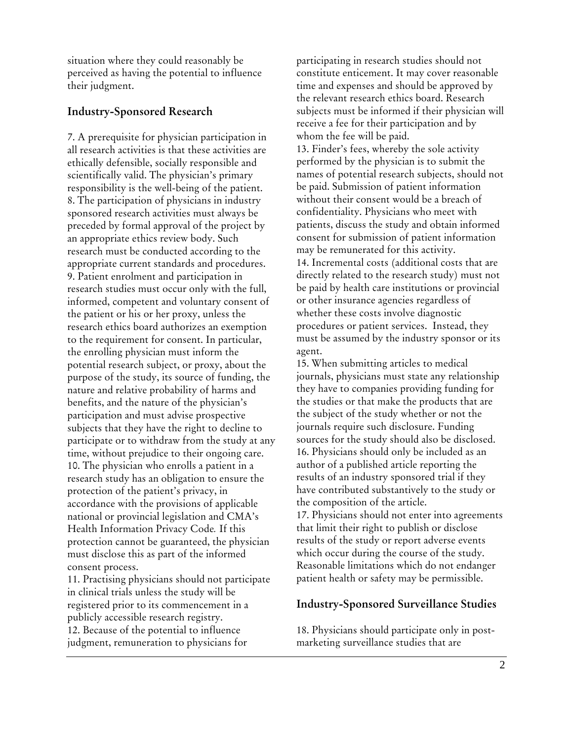situation where they could reasonably be perceived as having the potential to influence their judgment.

## Industry-Sponsored Research

7. A prerequisite for physician participation in all research activities is that these activities are ethically defensible, socially responsible and scientifically valid. The physician's primary responsibility is the well-being of the patient.
8. The participation of physicians in industry sponsored research activities must always be preceded by formal approval of the project by an appropriate ethics review body. Such research must be conducted according to the appropriate current standards and procedures.
9. Patient enrolment and participation in research studies must occur only with the full, informed, competent and voluntary consent of the patient or his or her proxy, unless the research ethics board authorizes an exemption to the requirement for consent. In particular, the enrolling physician must inform the potential research subject, or proxy, about the purpose of the study, its source of funding, the nature and relative probability of harms and benefits, and the nature of the physician's participation and must advise prospective subjects that they have the right to decline to participate or to withdraw from the study at any time, without prejudice to their ongoing care.
10. The physician who enrolls a patient in a research study has an obligation to ensure the protection of the patient's privacy, in accordance with the provisions of applicable national or provincial legislation and CMA's *Health Information Privacy Code.* If this protection cannot be guaranteed, the physician must disclose this as part of the informed consent process.
11. Practising physicians should not participate in clinical trials unless the study will be registered prior to its commencement in a publicly accessible research registry.
12. Because of the potential to influence judgment, remuneration to physicians for participating in research studies should not constitute enticement. It may cover reasonable time and expenses and should be approved by the relevant research ethics board. Research subjects must be informed if their physician will receive a fee for their participation and by whom the fee will be paid.
13. Finder's fees, whereby the sole activity performed by the physician is to submit the names of potential research subjects, should not be paid. Submission of patient information without their consent would be a breach of confidentiality. Physicians who meet with patients, discuss the study and obtain informed consent for submission of patient information may be remunerated for this activity.
14. Incremental costs (additional costs that are directly related to the research study) must not be paid by health care institutions or provincial or other insurance agencies regardless of whether these costs involve diagnostic procedures or patient services. Instead, they must be assumed by the industry sponsor or its agent.
15. When submitting articles to medical journals, physicians must state any relationship they have to companies providing funding for the studies or that make the products that are the subject of the study whether or not the journals require such disclosure. Funding sources for the study should also be disclosed.
16. Physicians should only be included as an author of a published article reporting the results of an industry sponsored trial if they have contributed substantively to the study or the composition of the article.
17. Physicians should not enter into agreements that limit their right to publish or disclose results of the study or report adverse events which occur during the course of the study. Reasonable limitations which do not endanger patient health or safety may be permissible.

## Industry-Sponsored Surveillance Studies

18. Physicians should participate only in post-marketing surveillance studies that are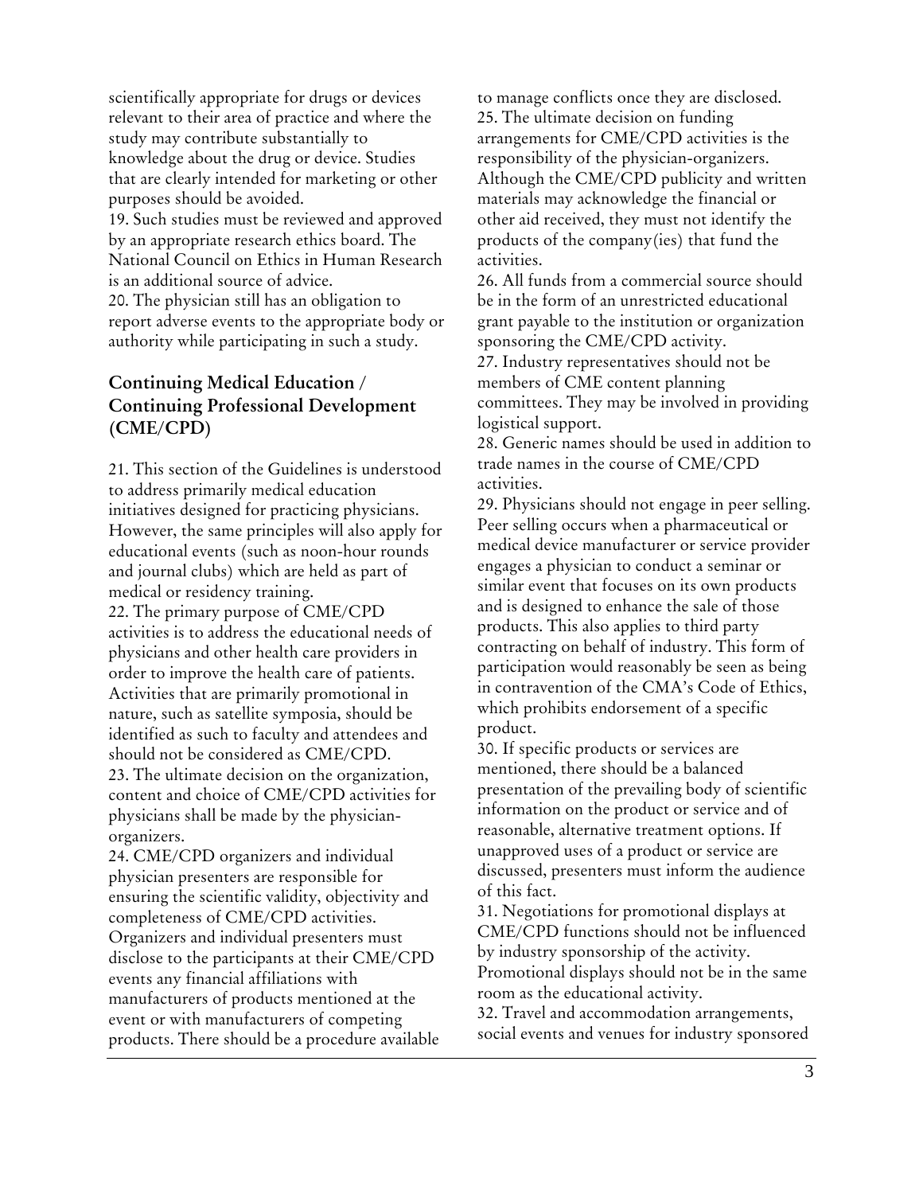scientifically appropriate for drugs or devices relevant to their area of practice and where the study may contribute substantially to knowledge about the drug or device. Studies that are clearly intended for marketing or other purposes should be avoided.

19. Such studies must be reviewed and approved by an appropriate research ethics board. The National Council on Ethics in Human Research is an additional source of advice.

20. The physician still has an obligation to report adverse events to the appropriate body or authority while participating in such a study.

## Continuing Medical Education / Continuing Professional Development (CME/CPD)

21. This section of the Guidelines is understood to address primarily medical education initiatives designed for practicing physicians. However, the same principles will also apply for educational events (such as noon-hour rounds and journal clubs) which are held as part of medical or residency training.

22. The primary purpose of CME/CPD activities is to address the educational needs of physicians and other health care providers in order to improve the health care of patients. Activities that are primarily promotional in nature, such as satellite symposia, should be identified as such to faculty and attendees and should not be considered as CME/CPD.

23. The ultimate decision on the organization, content and choice of CME/CPD activities for physicians shall be made by the physician-organizers.

24. CME/CPD organizers and individual physician presenters are responsible for ensuring the scientific validity, objectivity and completeness of CME/CPD activities. Organizers and individual presenters must disclose to the participants at their CME/CPD events any financial affiliations with manufacturers of products mentioned at the event or with manufacturers of competing products. There should be a procedure available to manage conflicts once they are disclosed.

25. The ultimate decision on funding arrangements for CME/CPD activities is the responsibility of the physician-organizers. Although the CME/CPD publicity and written materials may acknowledge the financial or other aid received, they must not identify the products of the company(ies) that fund the activities.

26. All funds from a commercial source should be in the form of an unrestricted educational grant payable to the institution or organization sponsoring the CME/CPD activity.

27. Industry representatives should not be members of CME content planning committees. They may be involved in providing logistical support.

28. Generic names should be used in addition to trade names in the course of CME/CPD activities.

29. Physicians should not engage in peer selling. Peer selling occurs when a pharmaceutical or medical device manufacturer or service provider engages a physician to conduct a seminar or similar event that focuses on its own products and is designed to enhance the sale of those products. This also applies to third party contracting on behalf of industry. This form of participation would reasonably be seen as being in contravention of the CMA's Code of Ethics, which prohibits endorsement of a specific product.

30. If specific products or services are mentioned, there should be a balanced presentation of the prevailing body of scientific information on the product or service and of reasonable, alternative treatment options. If unapproved uses of a product or service are discussed, presenters must inform the audience of this fact.

31. Negotiations for promotional displays at CME/CPD functions should not be influenced by industry sponsorship of the activity. Promotional displays should not be in the same room as the educational activity.

32. Travel and accommodation arrangements, social events and venues for industry sponsored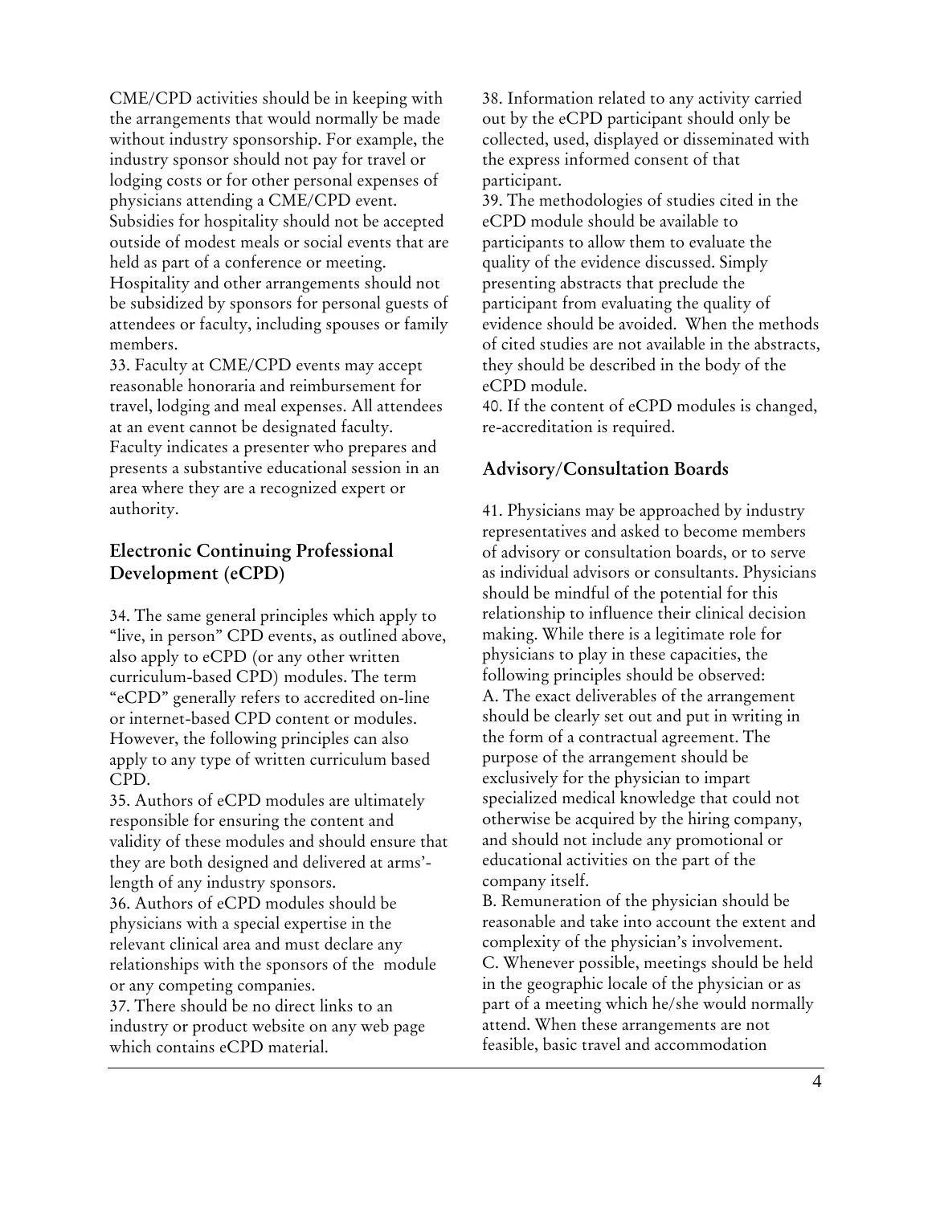CME/CPD activities should be in keeping with the arrangements that would normally be made without industry sponsorship. For example, the industry sponsor should not pay for travel or lodging costs or for other personal expenses of physicians attending a CME/CPD event. Subsidies for hospitality should not be accepted outside of modest meals or social events that are held as part of a conference or meeting. Hospitality and other arrangements should not be subsidized by sponsors for personal guests of attendees or faculty, including spouses or family members.

33. Faculty at CME/CPD events may accept reasonable honoraria and reimbursement for travel, lodging and meal expenses. All attendees at an event cannot be designated faculty. Faculty indicates a presenter who prepares and presents a substantive educational session in an area where they are a recognized expert or authority.

## Electronic Continuing Professional Development (eCPD)

34. The same general principles which apply to "live, in person" CPD events, as outlined above, also apply to eCPD (or any other written curriculum-based CPD) modules. The term "eCPD" generally refers to accredited on-line or internet-based CPD content or modules. However, the following principles can also apply to any type of written curriculum based CPD.

35. Authors of eCPD modules are ultimately responsible for ensuring the content and validity of these modules and should ensure that they are both designed and delivered at arms'-length of any industry sponsors.

36. Authors of eCPD modules should be physicians with a special expertise in the relevant clinical area and must declare any relationships with the sponsors of the module or any competing companies.

37. There should be no direct links to an industry or product website on any web page which contains eCPD material.

38. Information related to any activity carried out by the eCPD participant should only be collected, used, displayed or disseminated with the express informed consent of that participant.

39. The methodologies of studies cited in the eCPD module should be available to participants to allow them to evaluate the quality of the evidence discussed. Simply presenting abstracts that preclude the participant from evaluating the quality of evidence should be avoided. When the methods of cited studies are not available in the abstracts, they should be described in the body of the eCPD module.

40. If the content of eCPD modules is changed, re-accreditation is required.

## Advisory/Consultation Boards

41. Physicians may be approached by industry representatives and asked to become members of advisory or consultation boards, or to serve as individual advisors or consultants. Physicians should be mindful of the potential for this relationship to influence their clinical decision making. While there is a legitimate role for physicians to play in these capacities, the following principles should be observed:

A. The exact deliverables of the arrangement should be clearly set out and put in writing in the form of a contractual agreement. The purpose of the arrangement should be exclusively for the physician to impart specialized medical knowledge that could not otherwise be acquired by the hiring company, and should not include any promotional or educational activities on the part of the company itself.

B. Remuneration of the physician should be reasonable and take into account the extent and complexity of the physician's involvement.

C. Whenever possible, meetings should be held in the geographic locale of the physician or as part of a meeting which he/she would normally attend. When these arrangements are not feasible, basic travel and accommodation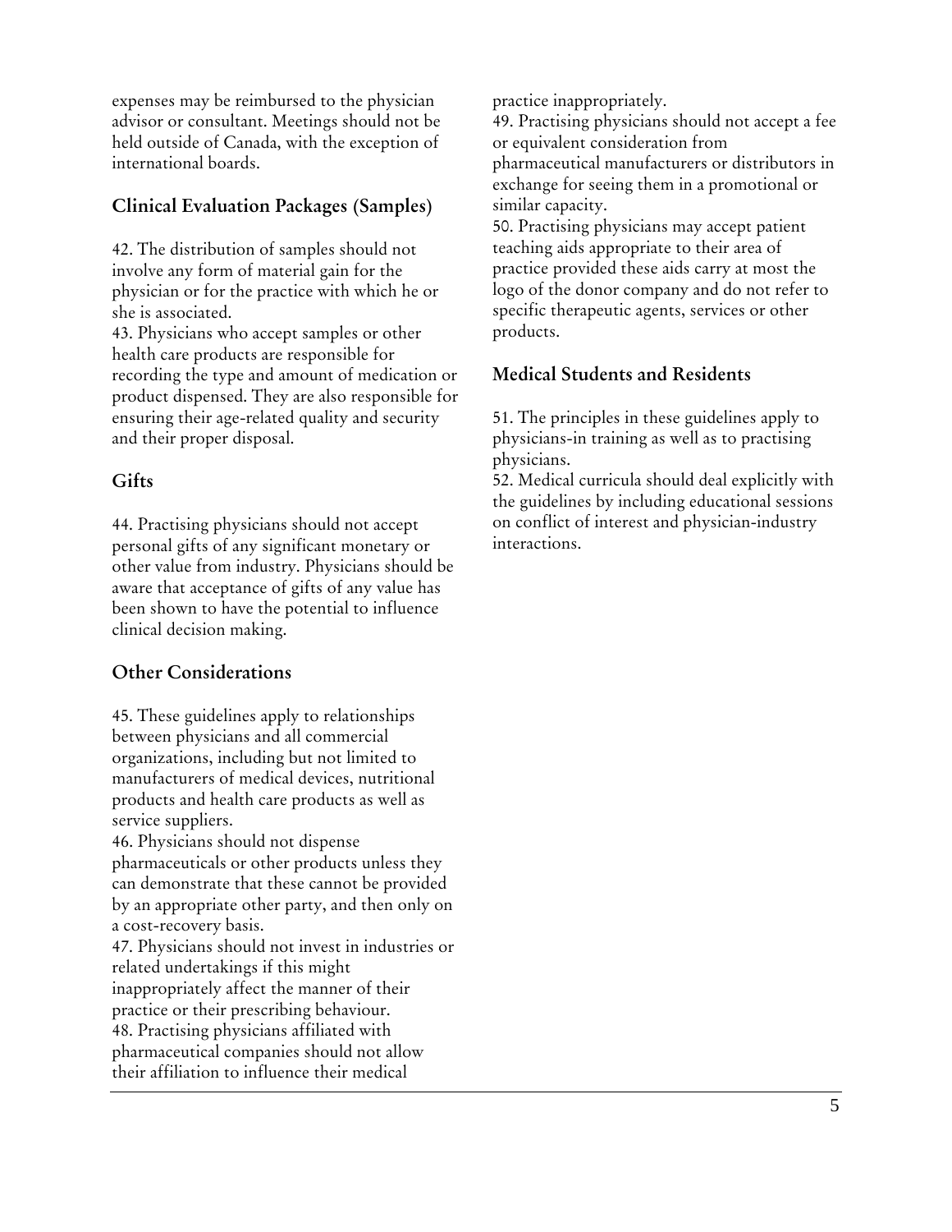expenses may be reimbursed to the physician advisor or consultant. Meetings should not be held outside of Canada, with the exception of international boards.

## Clinical Evaluation Packages (Samples)

42. The distribution of samples should not involve any form of material gain for the physician or for the practice with which he or she is associated.
43. Physicians who accept samples or other health care products are responsible for recording the type and amount of medication or product dispensed. They are also responsible for ensuring their age-related quality and security and their proper disposal.

## Gifts

44. Practising physicians should not accept personal gifts of any significant monetary or other value from industry. Physicians should be aware that acceptance of gifts of any value has been shown to have the potential to influence clinical decision making.

## Other Considerations

45. These guidelines apply to relationships between physicians and all commercial organizations, including but not limited to manufacturers of medical devices, nutritional products and health care products as well as service suppliers.
46. Physicians should not dispense pharmaceuticals or other products unless they can demonstrate that these cannot be provided by an appropriate other party, and then only on a cost-recovery basis.
47. Physicians should not invest in industries or related undertakings if this might inappropriately affect the manner of their practice or their prescribing behaviour.
48. Practising physicians affiliated with pharmaceutical companies should not allow their affiliation to influence their medical practice inappropriately.
49. Practising physicians should not accept a fee or equivalent consideration from pharmaceutical manufacturers or distributors in exchange for seeing them in a promotional or similar capacity.
50. Practising physicians may accept patient teaching aids appropriate to their area of practice provided these aids carry at most the logo of the donor company and do not refer to specific therapeutic agents, services or other products.

## Medical Students and Residents

51. The principles in these guidelines apply to physicians-in training as well as to practising physicians.
52. Medical curricula should deal explicitly with the guidelines by including educational sessions on conflict of interest and physician-industry interactions.